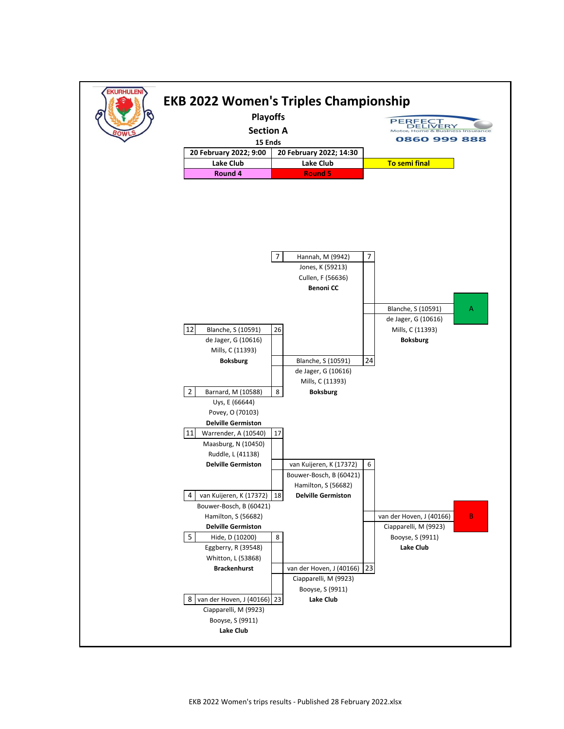# EKB 2022 Women's Triples Championship

## Playoffs

## Section A

**15 Ends**

| 20 February 2022; 9:00 | 20 February 2022; 14:30 | |
|---|---|---|
| Lake Club | Lake Club | To semi final |
| Round 4 | Round 5 | |

### Round 4 (20 February 2022; 9:00 – Lake Club)

| Seed | Team | Score |
|---|---|---|
| 12 | Blanche, S (10591), de Jager, G (10616), Mills, C (11393) – **Boksburg** | 26 |
| 2 | Barnard, M (10588), Uys, E (66644), Povey, O (70103) – **Delville Germiston** | 8 |
| 11 | Warrender, A (10540), Maasburg, N (10450), Ruddle, L (41138) – **Delville Germiston** | 17 |
| 4 | van Kuijeren, K (17372), Bouwer-Bosch, B (60421), Hamilton, S (56682) – **Delville Germiston** | 18 |
| 5 | Hide, D (10200), Eggberry, R (39548), Whitton, L (53868) – **Brackenhurst** | 8 |
| 8 | van der Hoven, J (40166), Ciapparelli, M (9923), Booyse, S (9911) – **Lake Club** | 23 |

### Round 5 (20 February 2022; 14:30 – Lake Club)

| Seed | Team | Score |
|---|---|---|
| 7 | Hannah, M (9942), Jones, K (59213), Cullen, F (56636) – **Benoni CC** | 7 |
| | Blanche, S (10591), de Jager, G (10616), Mills, C (11393) – **Boksburg** | 24 |
| | van Kuijeren, K (17372), Bouwer-Bosch, B (60421), Hamilton, S (56682) – **Delville Germiston** | 6 |
| | van der Hoven, J (40166), Ciapparelli, M (9923), Booyse, S (9911) – **Lake Club** | 23 |

### To semi final

| Team | Position |
|---|---|
| Blanche, S (10591), de Jager, G (10616), Mills, C (11393) – **Boksburg** | A |
| van der Hoven, J (40166), Ciapparelli, M (9923), Booyse, S (9911) – **Lake Club** | B |

EKB 2022 Women's trips results - Published 28 February 2022.xlsx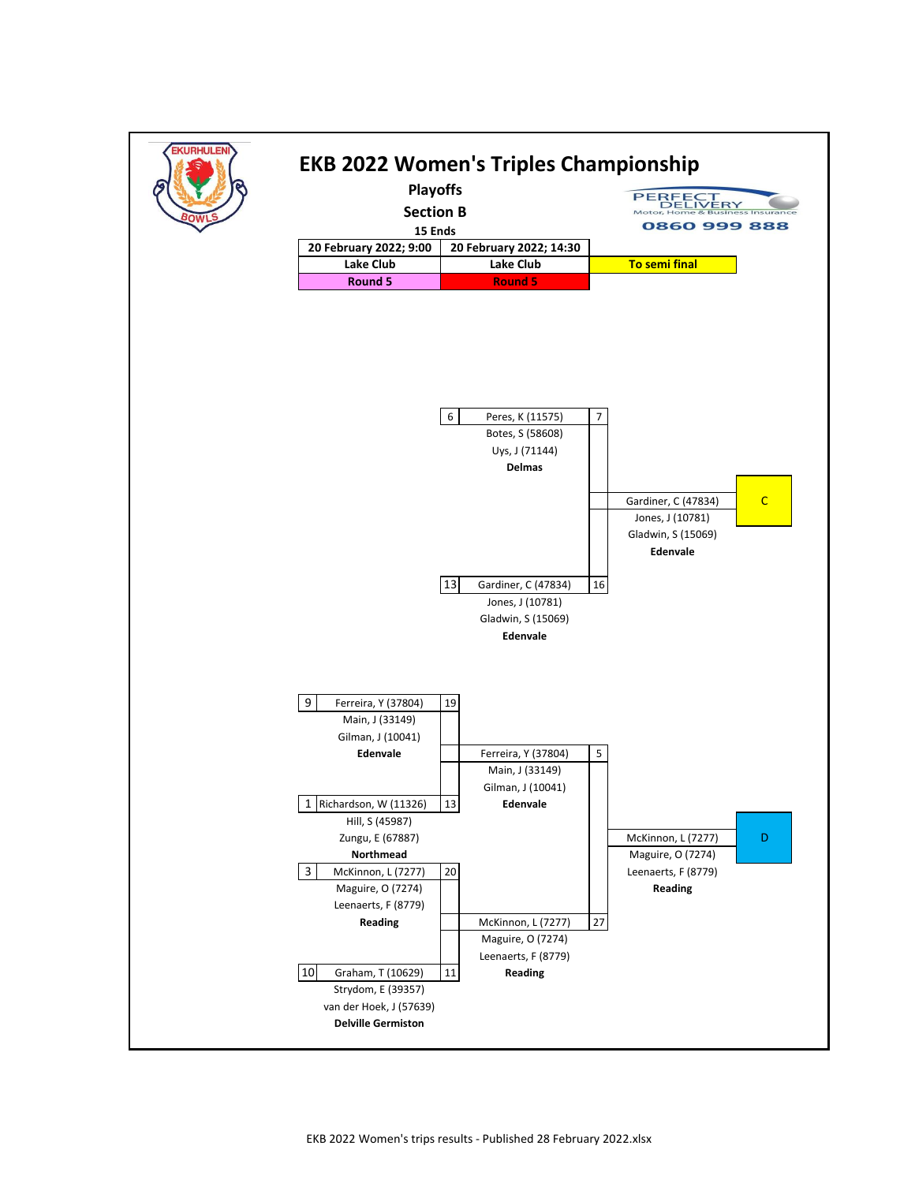# EKB 2022 Women's Triples Championship

**Playoffs**

**Section B**

**15 Ends**

PERFECT DELIVERY
Motor, Home & Business Insurance
0860 999 888

| 20 February 2022; 9:00 | 20 February 2022; 14:30 | |
|---|---|---|
| Lake Club | Lake Club | To semi final |
| Round 5 | Round 5 | |

## Round 5 (14:30)

| Seed | Team | Score |
|---|---|---|
| 6 | Peres, K (11575)<br>Botes, S (58608)<br>Uys, J (71144)<br>**Delmas** | 7 |
| 13 | Gardiner, C (47834)<br>Jones, J (10781)<br>Gladwin, S (15069)<br>**Edenvale** | 16 |

**To semi final – C:** Gardiner, C (47834), Jones, J (10781), Gladwin, S (15069), **Edenvale**

## Round 5 (9:00)

| Seed | Team | Score |
|---|---|---|
| 9 | Ferreira, Y (37804)<br>Main, J (33149)<br>Gilman, J (10041)<br>**Edenvale** | 19 |
| 1 | Richardson, W (11326)<br>Hill, S (45987)<br>Zungu, E (67887)<br>**Northmead** | 13 |
| 3 | McKinnon, L (7277)<br>Maguire, O (7274)<br>Leenaerts, F (8779)<br>**Reading** | 20 |
| 10 | Graham, T (10629)<br>Strydom, E (39357)<br>van der Hoek, J (57639)<br>**Delville Germiston** | 11 |

## Round 5 (14:30)

| Team | Score |
|---|---|
| Ferreira, Y (37804)<br>Main, J (33149)<br>Gilman, J (10041)<br>**Edenvale** | 5 |
| McKinnon, L (7277)<br>Maguire, O (7274)<br>Leenaerts, F (8779)<br>**Reading** | 27 |

**To semi final – D:** McKinnon, L (7277), Maguire, O (7274), Leenaerts, F (8779), **Reading**

EKB 2022 Women's trips results - Published 28 February 2022.xlsx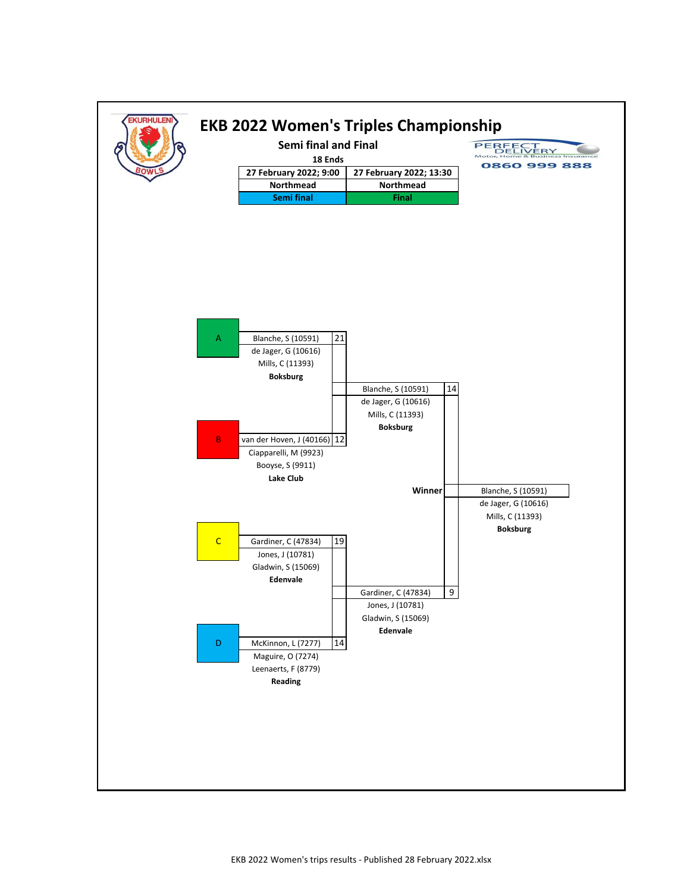# EKB 2022 Women's Triples Championship

## Semi final and Final

**18 Ends**

| 27 February 2022; 9:00 | 27 February 2022; 13:30 |
|---|---|
| Northmead | Northmead |
| Semi final | Final |

### Semi final

| Section | Team | Score |
|---|---|---|
| A | Blanche, S (10591)<br>de Jager, G (10616)<br>Mills, C (11393)<br>**Boksburg** | 21 |
| B | van der Hoven, J (40166)<br>Ciapparelli, M (9923)<br>Booyse, S (9911)<br>**Lake Club** | 12 |
| C | Gardiner, C (47834)<br>Jones, J (10781)<br>Gladwin, S (15069)<br>**Edenvale** | 19 |
| D | McKinnon, L (7277)<br>Maguire, O (7274)<br>Leenaerts, F (8779)<br>**Reading** | 14 |

### Final

| Team | Score |
|---|---|
| Blanche, S (10591)<br>de Jager, G (10616)<br>Mills, C (11393)<br>**Boksburg** | 14 |
| Gardiner, C (47834)<br>Jones, J (10781)<br>Gladwin, S (15069)<br>**Edenvale** | 9 |

**Winner**

Blanche, S (10591)
de Jager, G (10616)
Mills, C (11393)
**Boksburg**

EKB 2022 Women's trips results - Published 28 February 2022.xlsx